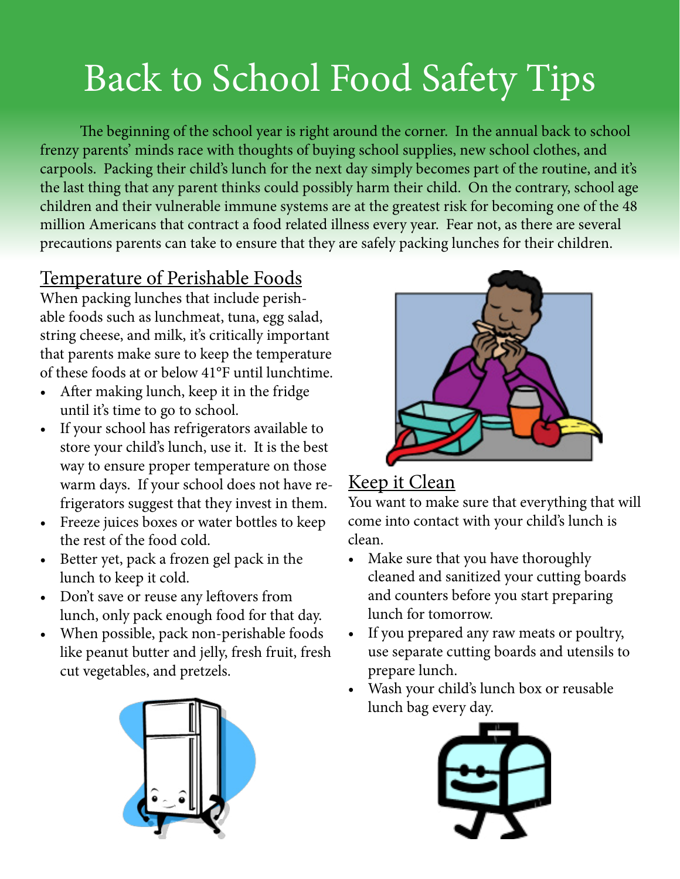# Back to School Food Safety Tips

The beginning of the school year is right around the corner. In the annual back to school frenzy parents' minds race with thoughts of buying school supplies, new school clothes, and carpools. Packing their child's lunch for the next day simply becomes part of the routine, and it's the last thing that any parent thinks could possibly harm their child. On the contrary, school age children and their vulnerable immune systems are at the greatest risk for becoming one of the 48 million Americans that contract a food related illness every year. Fear not, as there are several precautions parents can take to ensure that they are safely packing lunches for their children.

## Temperature of Perishable Foods

When packing lunches that include perishable foods such as lunchmeat, tuna, egg salad, string cheese, and milk, it's critically important that parents make sure to keep the temperature of these foods at or below 41°F until lunchtime.

- After making lunch, keep it in the fridge until it's time to go to school.
- If your school has refrigerators available to store your child's lunch, use it. It is the best way to ensure proper temperature on those warm days. If your school does not have refrigerators suggest that they invest in them.
- Freeze juices boxes or water bottles to keep the rest of the food cold.
- Better yet, pack a frozen gel pack in the lunch to keep it cold.
- Don't save or reuse any leftovers from lunch, only pack enough food for that day.
- When possible, pack non-perishable foods like peanut butter and jelly, fresh fruit, fresh cut vegetables, and pretzels.

## Keep it Clean

You want to make sure that everything that will come into contact with your child's lunch is clean.

- Make sure that you have thoroughly cleaned and sanitized your cutting boards and counters before you start preparing lunch for tomorrow.
- If you prepared any raw meats or poultry, use separate cutting boards and utensils to prepare lunch.
- Wash your child's lunch box or reusable lunch bag every day.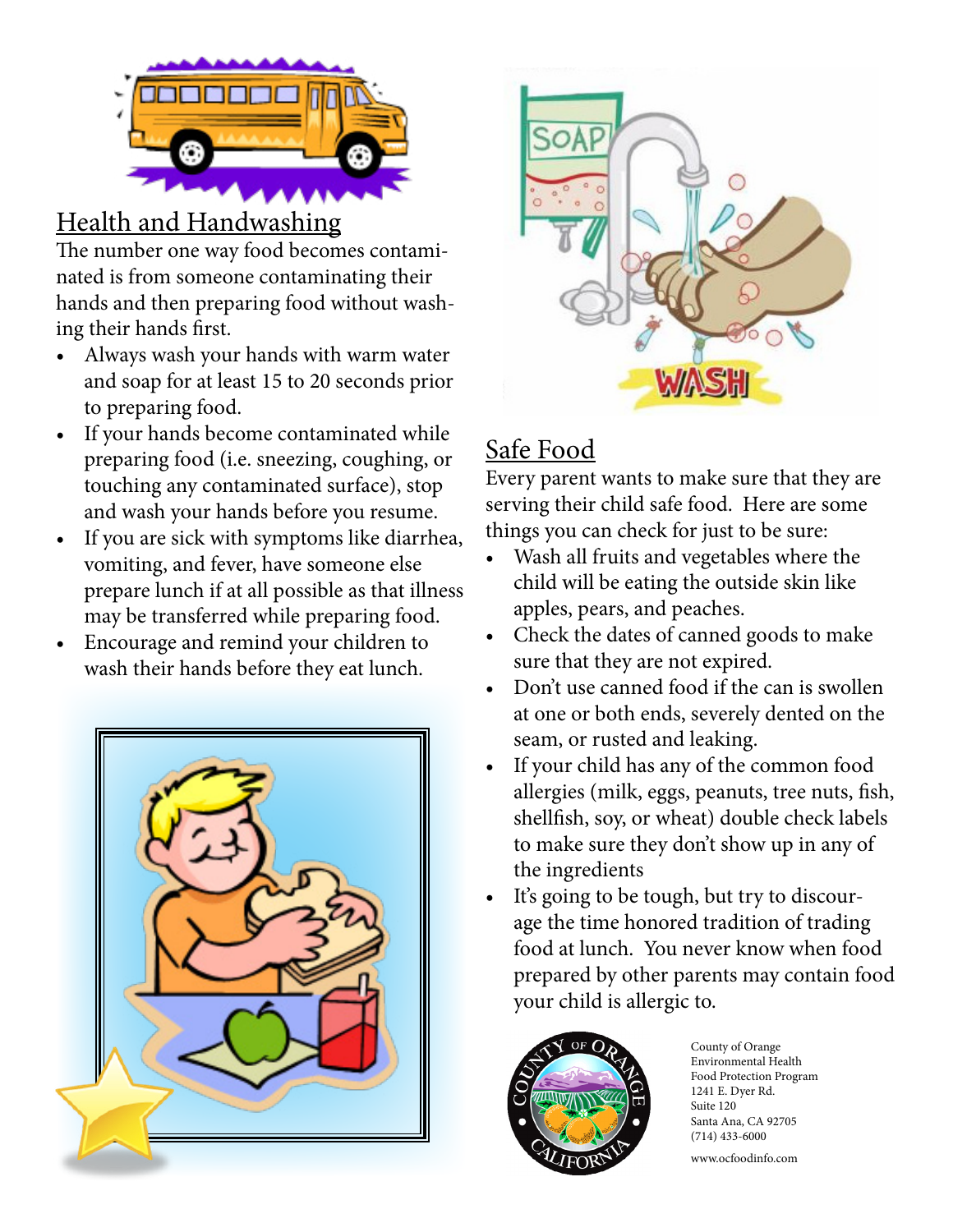## Health and Handwashing

The number one way food becomes contaminated is from someone contaminating their hands and then preparing food without washing their hands first.

- Always wash your hands with warm water and soap for at least 15 to 20 seconds prior to preparing food.
- If your hands become contaminated while preparing food (i.e. sneezing, coughing, or touching any contaminated surface), stop and wash your hands before you resume.
- If you are sick with symptoms like diarrhea, vomiting, and fever, have someone else prepare lunch if at all possible as that illness may be transferred while preparing food.
- Encourage and remind your children to wash their hands before they eat lunch.

## Safe Food

Every parent wants to make sure that they are serving their child safe food. Here are some things you can check for just to be sure:

- Wash all fruits and vegetables where the child will be eating the outside skin like apples, pears, and peaches.
- Check the dates of canned goods to make sure that they are not expired.
- Don't use canned food if the can is swollen at one or both ends, severely dented on the seam, or rusted and leaking.
- If your child has any of the common food allergies (milk, eggs, peanuts, tree nuts, fish, shellfish, soy, or wheat) double check labels to make sure they don't show up in any of the ingredients
- It's going to be tough, but try to discourage the time honored tradition of trading food at lunch. You never know when food prepared by other parents may contain food your child is allergic to.

County of Orange
Environmental Health
Food Protection Program
1241 E. Dyer Rd.
Suite 120
Santa Ana, CA 92705
(714) 433-6000

www.ocfoodinfo.com